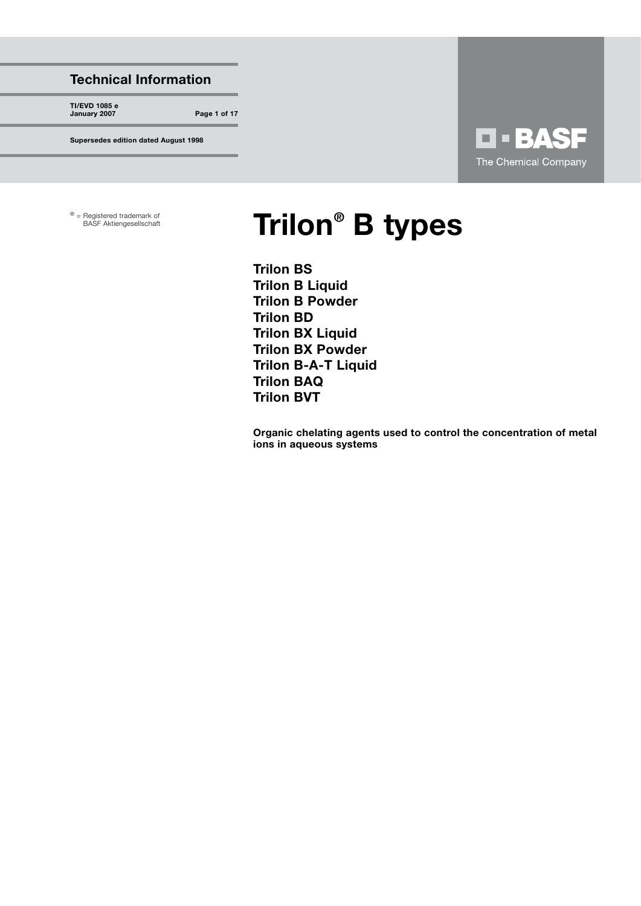## Technical Information

**TI/EVD 1085 e**
**January 2007**

**Supersedes edition dated August 1998**

BASF
The Chemical Company

® = Registered trademark of BASF Aktiengesellschaft

# Trilon® B types

**Trilon BS**
**Trilon B Liquid**
**Trilon B Powder**
**Trilon BD**
**Trilon BX Liquid**
**Trilon BX Powder**
**Trilon B-A-T Liquid**
**Trilon BAQ**
**Trilon BVT**

**Organic chelating agents used to control the concentration of metal ions in aqueous systems**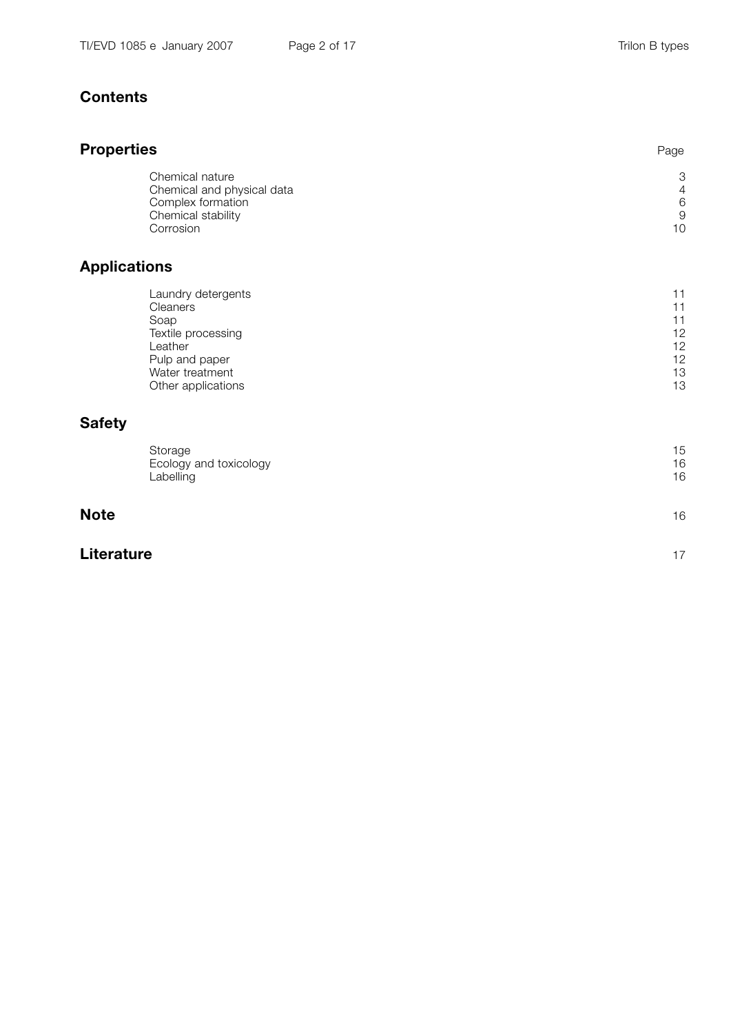# Contents

| Properties | Page |
|---|---|
| Chemical nature | 3 |
| Chemical and physical data | 4 |
| Complex formation | 6 |
| Chemical stability | 9 |
| Corrosion | 10 |

## Applications

| | |
|---|---|
| Laundry detergents | 11 |
| Cleaners | 11 |
| Soap | 11 |
| Textile processing | 12 |
| Leather | 12 |
| Pulp and paper | 12 |
| Water treatment | 13 |
| Other applications | 13 |

## Safety

| | |
|---|---|
| Storage | 15 |
| Ecology and toxicology | 16 |
| Labelling | 16 |

## Note 16

## Literature 17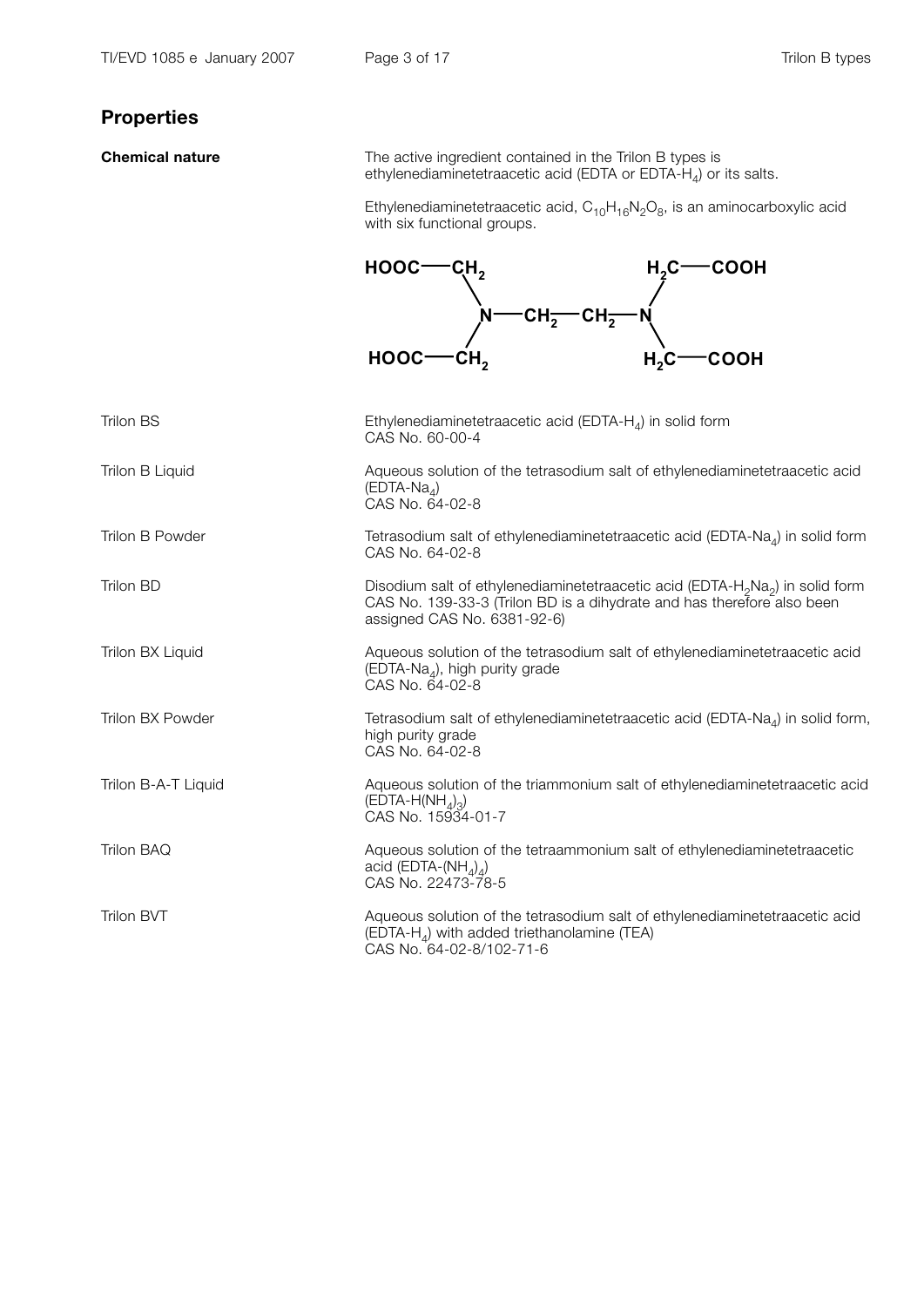## Properties

**Chemical nature**

The active ingredient contained in the Trilon B types is ethylenediaminetetraacetic acid (EDTA or EDTA-$H_4$) or its salts.

Ethylenediaminetetraacetic acid, $C_{10}H_{16}N_2O_8$, is an aminocarboxylic acid with six functional groups.

```
HOOC—CH2                    H2C—COOH
        \                  /
         N—CH2—CH2—N
        /                  \
HOOC—CH2                    H2C—COOH
```

| | |
|---|---|
| Trilon BS | Ethylenediaminetetraacetic acid (EDTA-$H_4$) in solid form<br>CAS No. 60-00-4 |
| Trilon B Liquid | Aqueous solution of the tetrasodium salt of ethylenediaminetetraacetic acid (EDTA-$Na_4$)<br>CAS No. 64-02-8 |
| Trilon B Powder | Tetrasodium salt of ethylenediaminetetraacetic acid (EDTA-$Na_4$) in solid form<br>CAS No. 64-02-8 |
| Trilon BD | Disodium salt of ethylenediaminetetraacetic acid (EDTA-$H_2Na_2$) in solid form<br>CAS No. 139-33-3 (Trilon BD is a dihydrate and has therefore also been assigned CAS No. 6381-92-6) |
| Trilon BX Liquid | Aqueous solution of the tetrasodium salt of ethylenediaminetetraacetic acid (EDTA-$Na_4$), high purity grade<br>CAS No. 64-02-8 |
| Trilon BX Powder | Tetrasodium salt of ethylenediaminetetraacetic acid (EDTA-$Na_4$) in solid form, high purity grade<br>CAS No. 64-02-8 |
| Trilon B-A-T Liquid | Aqueous solution of the triammonium salt of ethylenediaminetetraacetic acid (EDTA-$H(NH_4)_3$)<br>CAS No. 15934-01-7 |
| Trilon BAQ | Aqueous solution of the tetraammonium salt of ethylenediaminetetraacetic acid (EDTA-$(NH_4)_4$)<br>CAS No. 22473-78-5 |
| Trilon BVT | Aqueous solution of the tetrasodium salt of ethylenediaminetetraacetic acid (EDTA-$H_4$) with added triethanolamine (TEA)<br>CAS No. 64-02-8/102-71-6 |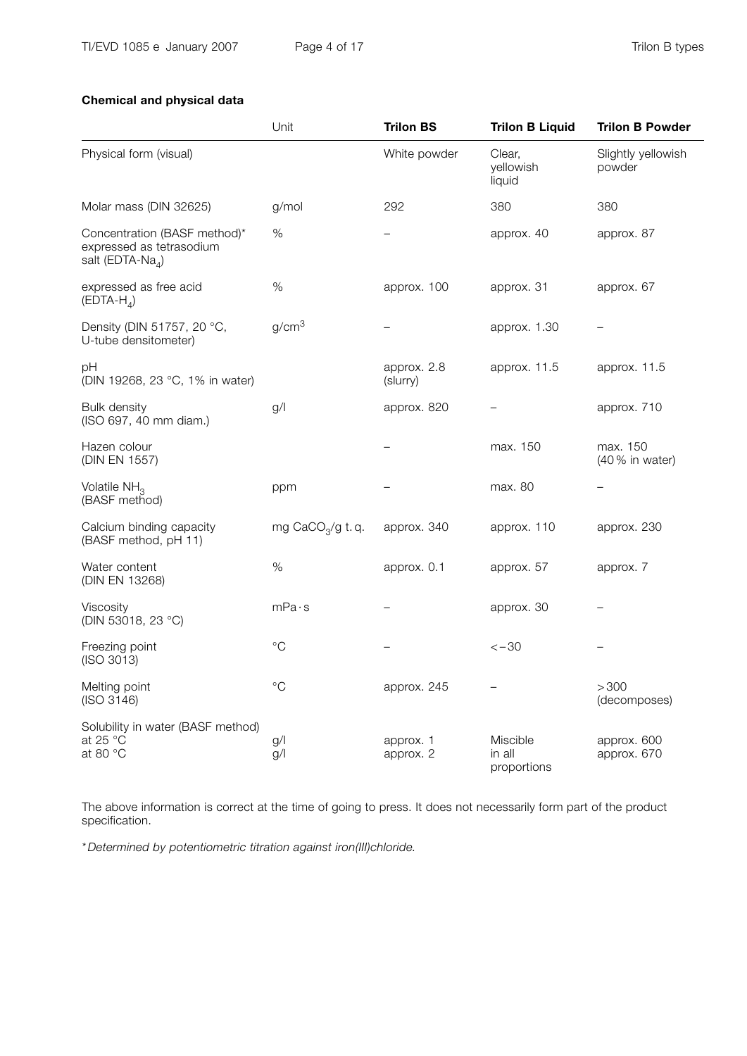**Chemical and physical data**

| | Unit | **Trilon BS** | **Trilon B Liquid** | **Trilon B Powder** |
|---|---|---|---|---|
| Physical form (visual) | | White powder | Clear, yellowish liquid | Slightly yellowish powder |
| Molar mass (DIN 32625) | g/mol | 292 | 380 | 380 |
| Concentration (BASF method)* expressed as tetrasodium salt (EDTA-$Na_4$) | % | – | approx. 40 | approx. 87 |
| expressed as free acid (EDTA-$H_4$) | % | approx. 100 | approx. 31 | approx. 67 |
| Density (DIN 51757, 20 °C, U-tube densitometer) | $g/cm^3$ | – | approx. 1.30 | – |
| pH (DIN 19268, 23 °C, 1% in water) | | approx. 2.8 (slurry) | approx. 11.5 | approx. 11.5 |
| Bulk density (ISO 697, 40 mm diam.) | g/l | approx. 820 | – | approx. 710 |
| Hazen colour (DIN EN 1557) | | – | max. 150 | max. 150 (40 % in water) |
| Volatile $NH_3$ (BASF method) | ppm | – | max. 80 | – |
| Calcium binding capacity (BASF method, pH 11) | mg $CaCO_3$/g t. q. | approx. 340 | approx. 110 | approx. 230 |
| Water content (DIN EN 13268) | % | approx. 0.1 | approx. 57 | approx. 7 |
| Viscosity (DIN 53018, 23 °C) | mPa · s | – | approx. 30 | – |
| Freezing point (ISO 3013) | °C | – | < –30 | – |
| Melting point (ISO 3146) | °C | approx. 245 | – | > 300 (decomposes) |
| Solubility in water (BASF method) at 25 °C / at 80 °C | g/l / g/l | approx. 1 / approx. 2 | Miscible in all proportions | approx. 600 / approx. 670 |

The above information is correct at the time of going to press. It does not necessarily form part of the product specification.

**Determined by potentiometric titration against iron(III)chloride.*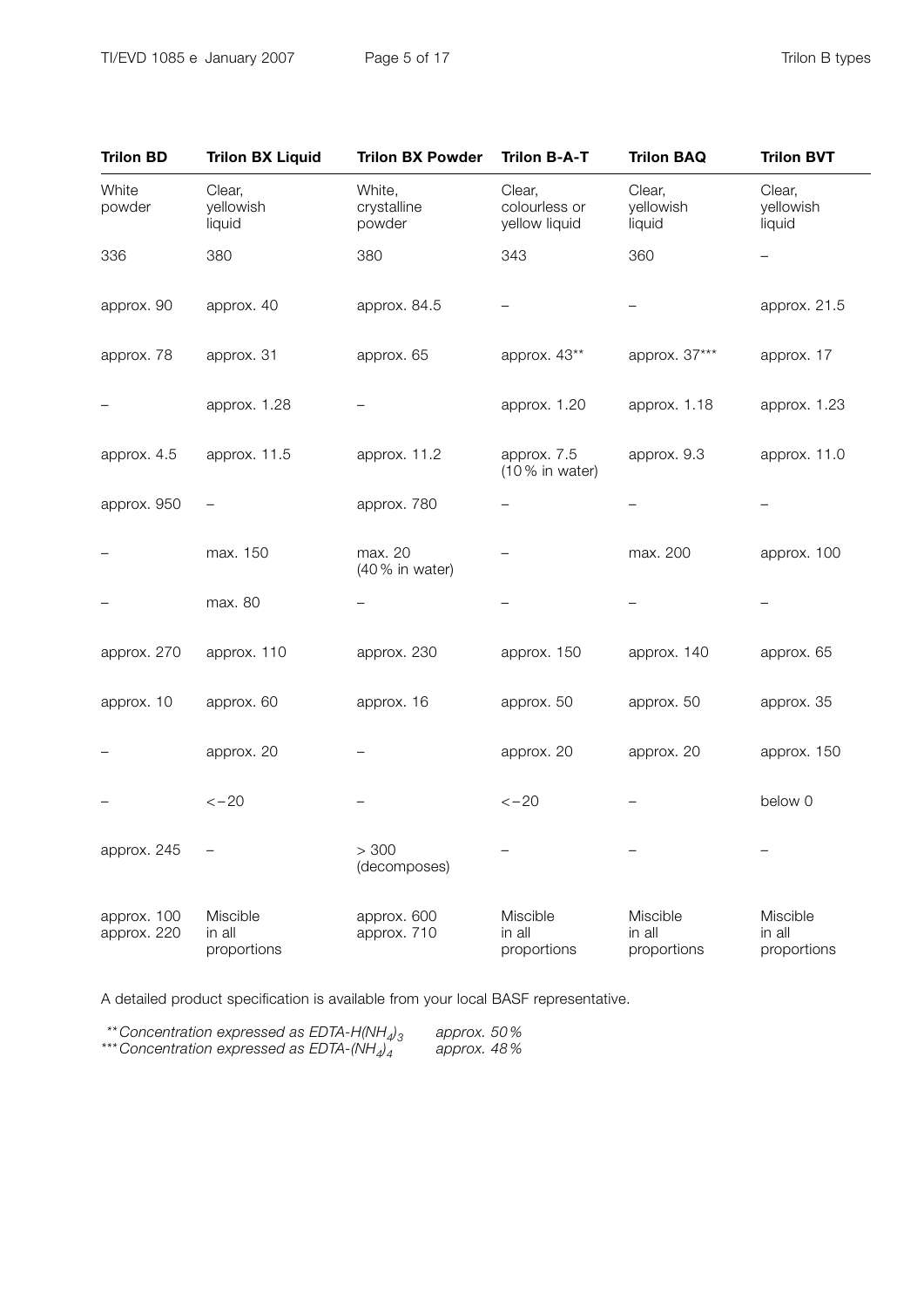| Trilon BD | Trilon BX Liquid | Trilon BX Powder | Trilon B-A-T | Trilon BAQ | Trilon BVT |
|---|---|---|---|---|---|
| White powder | Clear, yellowish liquid | White, crystalline powder | Clear, colourless or yellow liquid | Clear, yellowish liquid | Clear, yellowish liquid |
| 336 | 380 | 380 | 343 | 360 | – |
| approx. 90 | approx. 40 | approx. 84.5 | – | – | approx. 21.5 |
| approx. 78 | approx. 31 | approx. 65 | approx. 43** | approx. 37*** | approx. 17 |
| – | approx. 1.28 | – | approx. 1.20 | approx. 1.18 | approx. 1.23 |
| approx. 4.5 | approx. 11.5 | approx. 11.2 | approx. 7.5 (10 % in water) | approx. 9.3 | approx. 11.0 |
| approx. 950 | – | approx. 780 | – | – | – |
| – | max. 150 | max. 20 (40 % in water) | – | max. 200 | approx. 100 |
| – | max. 80 | – | – | – | – |
| approx. 270 | approx. 110 | approx. 230 | approx. 150 | approx. 140 | approx. 65 |
| approx. 10 | approx. 60 | approx. 16 | approx. 50 | approx. 50 | approx. 35 |
| – | approx. 20 | – | approx. 20 | approx. 20 | approx. 150 |
| – | < −20 | – | < −20 | – | below 0 |
| approx. 245 | – | > 300 (decomposes) | – | – | – |
| approx. 100 approx. 220 | Miscible in all proportions | approx. 600 approx. 710 | Miscible in all proportions | Miscible in all proportions | Miscible in all proportions |

A detailed product specification is available from your local BASF representative.

*\*\* Concentration expressed as EDTA-H$(NH_4)_3$ approx. 50 %*
*\*\*\* Concentration expressed as EDTA-$(NH_4)_4$ approx. 48 %*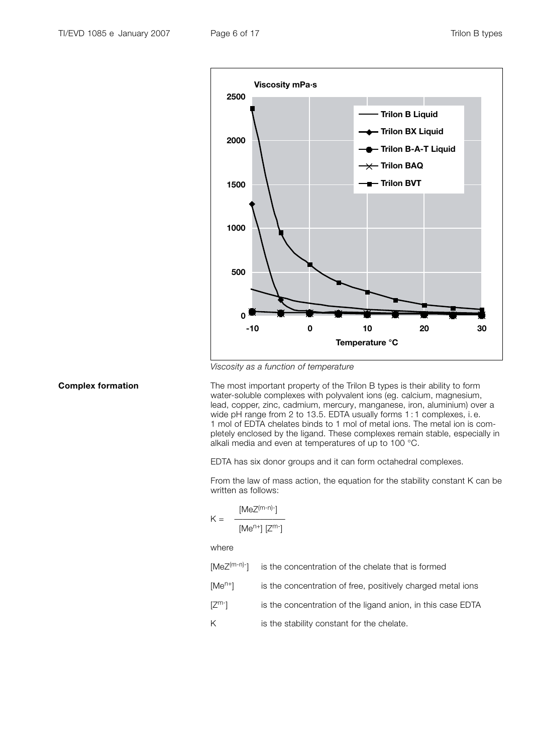*Viscosity as a function of temperature*

**Complex formation**

The most important property of the Trilon B types is their ability to form water-soluble complexes with polyvalent ions (eg. calcium, magnesium, lead, copper, zinc, cadmium, mercury, manganese, iron, aluminium) over a wide pH range from 2 to 13.5. EDTA usually forms 1 : 1 complexes, i. e. 1 mol of EDTA chelates binds to 1 mol of metal ions. The metal ion is completely enclosed by the ligand. These complexes remain stable, especially in alkali media and even at temperatures of up to 100 °C.

EDTA has six donor groups and it can form octahedral complexes.

From the law of mass action, the equation for the stability constant K can be written as follows:

$$K = \frac{[MeZ^{(m-n)-}]}{[Me^{n+}]\,[Z^{m-}]}$$

where

| | |
|---|---|
| $[MeZ^{(m-n)-}]$ | is the concentration of the chelate that is formed |
| $[Me^{n+}]$ | is the concentration of free, positively charged metal ions |
| $[Z^{m-}]$ | is the concentration of the ligand anion, in this case EDTA |
| K | is the stability constant for the chelate. |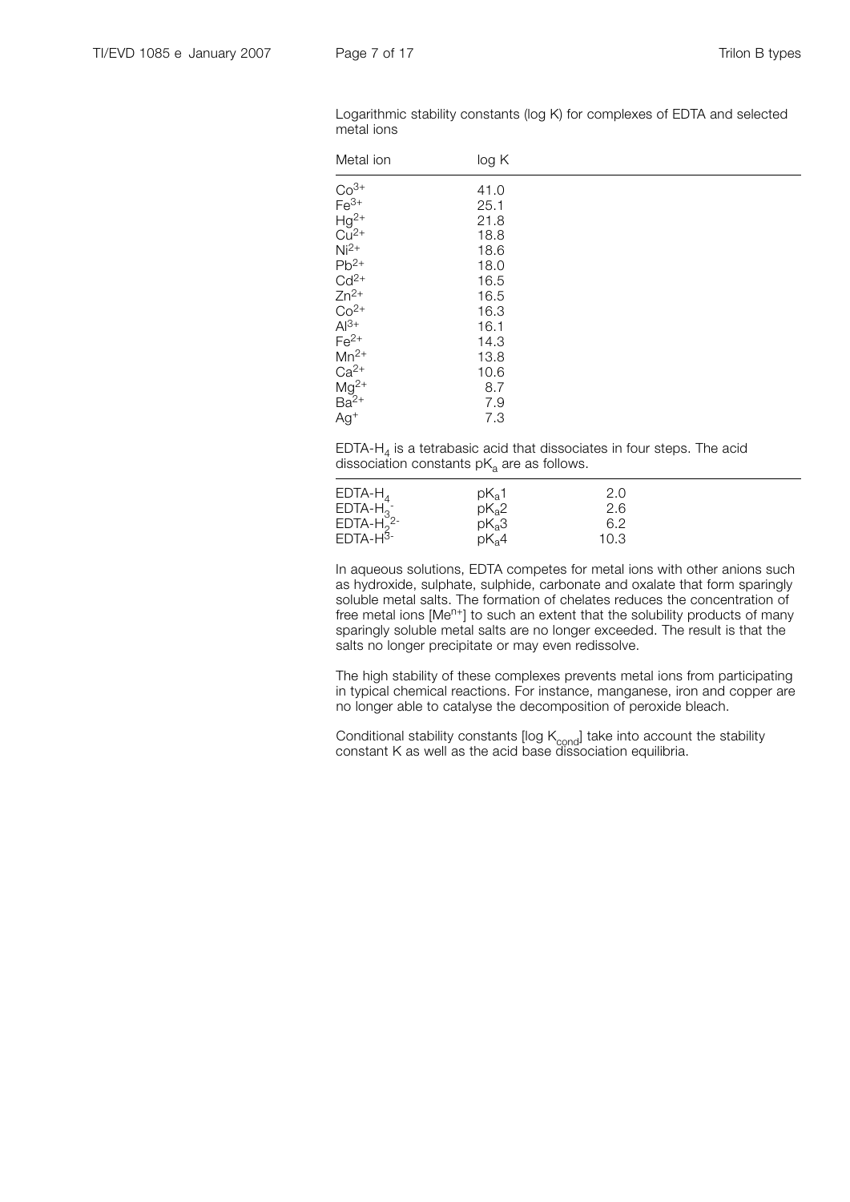Logarithmic stability constants (log K) for complexes of EDTA and selected metal ions

| Metal ion | log K |
|---|---|
| $Co^{3+}$ | 41.0 |
| $Fe^{3+}$ | 25.1 |
| $Hg^{2+}$ | 21.8 |
| $Cu^{2+}$ | 18.8 |
| $Ni^{2+}$ | 18.6 |
| $Pb^{2+}$ | 18.0 |
| $Cd^{2+}$ | 16.5 |
| $Zn^{2+}$ | 16.5 |
| $Co^{2+}$ | 16.3 |
| $Al^{3+}$ | 16.1 |
| $Fe^{2+}$ | 14.3 |
| $Mn^{2+}$ | 13.8 |
| $Ca^{2+}$ | 10.6 |
| $Mg^{2+}$ | 8.7 |
| $Ba^{2+}$ | 7.9 |
| $Ag^{+}$ | 7.3 |

EDTA-$H_4$ is a tetrabasic acid that dissociates in four steps. The acid dissociation constants $pK_a$ are as follows.

| | | |
|---|---|---|
| EDTA-$H_4$ | $pK_a1$ | 2.0 |
| EDTA-$H_3^-$ | $pK_a2$ | 2.6 |
| EDTA-$H_2^{2-}$ | $pK_a3$ | 6.2 |
| EDTA-$H^{3-}$ | $pK_a4$ | 10.3 |

In aqueous solutions, EDTA competes for metal ions with other anions such as hydroxide, sulphate, sulphide, carbonate and oxalate that form sparingly soluble metal salts. The formation of chelates reduces the concentration of free metal ions [$Me^{n+}$] to such an extent that the solubility products of many sparingly soluble metal salts are no longer exceeded. The result is that the salts no longer precipitate or may even redissolve.

The high stability of these complexes prevents metal ions from participating in typical chemical reactions. For instance, manganese, iron and copper are no longer able to catalyse the decomposition of peroxide bleach.

Conditional stability constants [log $K_{cond}$] take into account the stability constant K as well as the acid base dissociation equilibria.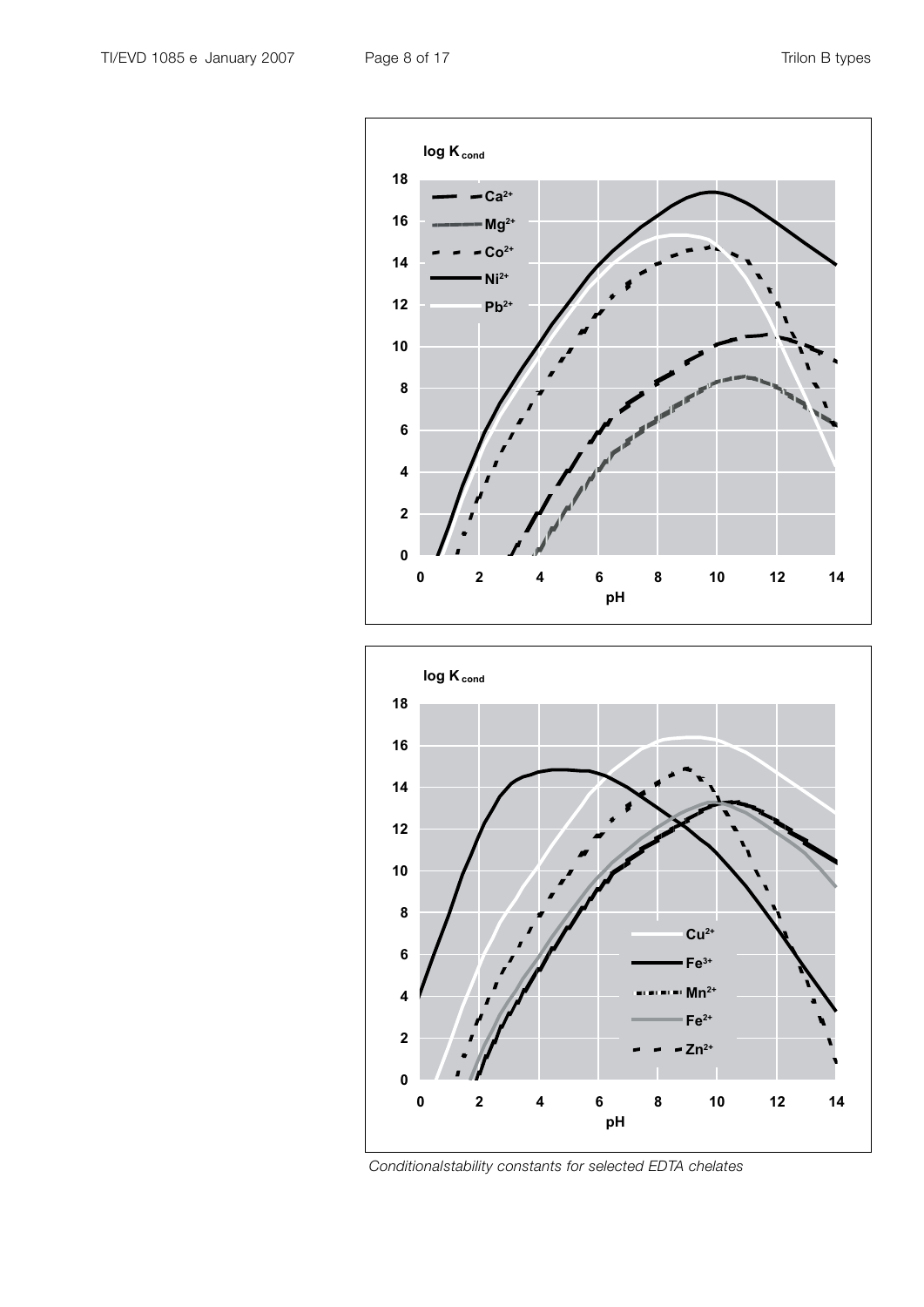*Conditionalstability constants for selected EDTA chelates*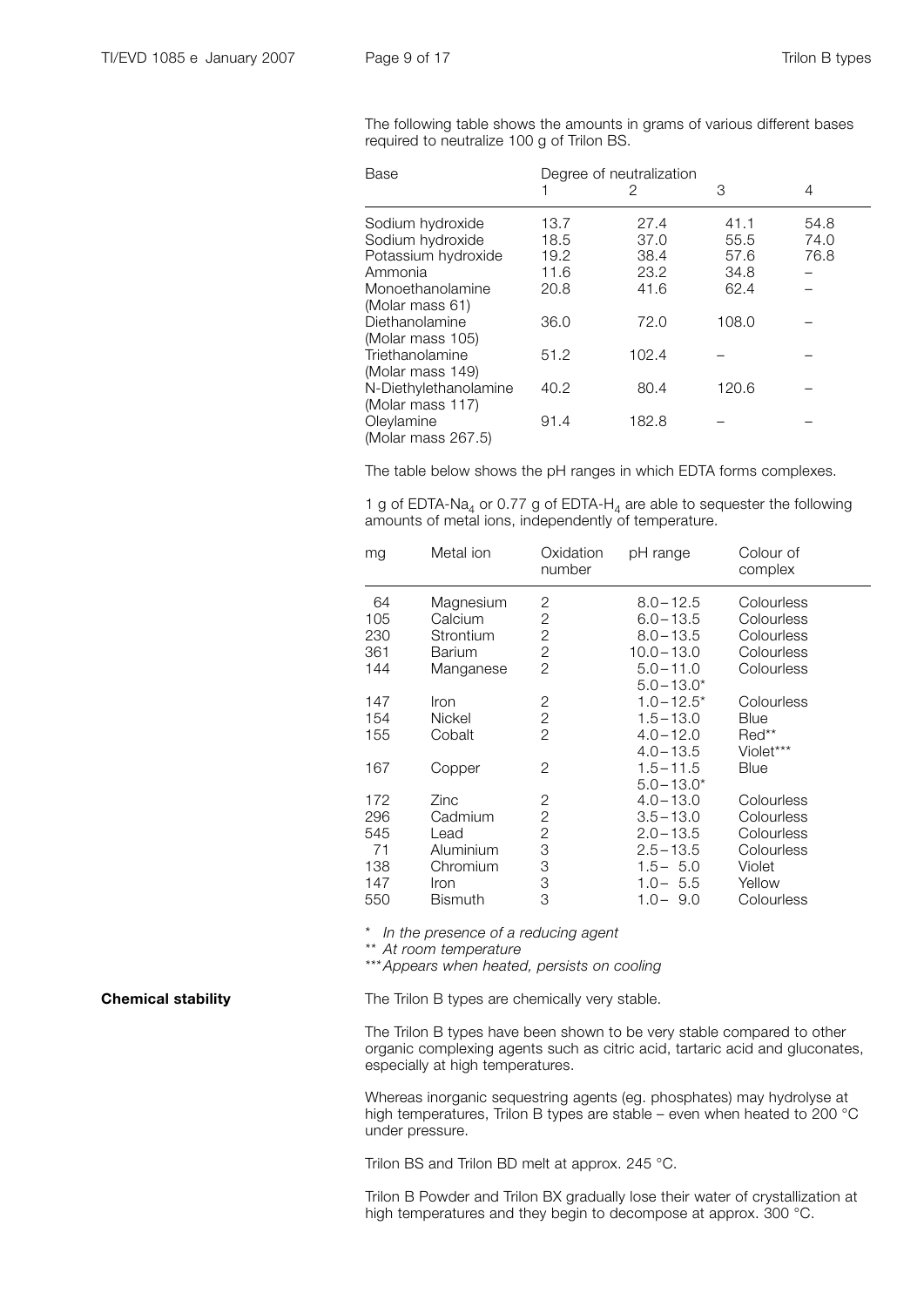The following table shows the amounts in grams of various different bases required to neutralize 100 g of Trilon BS.

| Base | Degree of neutralization | | | |
|---|---|---|---|---|
| | 1 | 2 | 3 | 4 |
| Sodium hydroxide | 13.7 | 27.4 | 41.1 | 54.8 |
| Sodium hydroxide | 18.5 | 37.0 | 55.5 | 74.0 |
| Potassium hydroxide | 19.2 | 38.4 | 57.6 | 76.8 |
| Ammonia | 11.6 | 23.2 | 34.8 | – |
| Monoethanolamine (Molar mass 61) | 20.8 | 41.6 | 62.4 | – |
| Diethanolamine (Molar mass 105) | 36.0 | 72.0 | 108.0 | – |
| Triethanolamine (Molar mass 149) | 51.2 | 102.4 | – | – |
| N-Diethylethanolamine (Molar mass 117) | 40.2 | 80.4 | 120.6 | – |
| Oleylamine (Molar mass 267.5) | 91.4 | 182.8 | – | – |

The table below shows the pH ranges in which EDTA forms complexes.

1 g of EDTA-$Na_4$ or 0.77 g of EDTA-$H_4$ are able to sequester the following amounts of metal ions, independently of temperature.

| mg | Metal ion | Oxidation number | pH range | Colour of complex |
|---|---|---|---|---|
| 64 | Magnesium | 2 | 8.0 – 12.5 | Colourless |
| 105 | Calcium | 2 | 6.0 – 13.5 | Colourless |
| 230 | Strontium | 2 | 8.0 – 13.5 | Colourless |
| 361 | Barium | 2 | 10.0 – 13.0 | Colourless |
| 144 | Manganese | 2 | 5.0 – 11.0<br>5.0 – 13.0* | Colourless |
| 147 | Iron | 2 | 1.0 – 12.5* | Colourless |
| 154 | Nickel | 2 | 1.5 – 13.0 | Blue |
| 155 | Cobalt | 2 | 4.0 – 12.0<br>4.0 – 13.5 | Red**<br>Violet*** |
| 167 | Copper | 2 | 1.5 – 11.5<br>5.0 – 13.0* | Blue |
| 172 | Zinc | 2 | 4.0 – 13.0 | Colourless |
| 296 | Cadmium | 2 | 3.5 – 13.0 | Colourless |
| 545 | Lead | 2 | 2.0 – 13.5 | Colourless |
| 71 | Aluminium | 3 | 2.5 – 13.5 | Colourless |
| 138 | Chromium | 3 | 1.5 – 5.0 | Violet |
| 147 | Iron | 3 | 1.0 – 5.5 | Yellow |
| 550 | Bismuth | 3 | 1.0 – 9.0 | Colourless |

\* *In the presence of a reducing agent*
\*\* *At room temperature*
\*\*\* *Appears when heated, persists on cooling*

**Chemical stability**

The Trilon B types are chemically very stable.

The Trilon B types have been shown to be very stable compared to other organic complexing agents such as citric acid, tartaric acid and gluconates, especially at high temperatures.

Whereas inorganic sequestring agents (eg. phosphates) may hydrolyse at high temperatures, Trilon B types are stable – even when heated to 200 °C under pressure.

Trilon BS and Trilon BD melt at approx. 245 °C.

Trilon B Powder and Trilon BX gradually lose their water of crystallization at high temperatures and they begin to decompose at approx. 300 °C.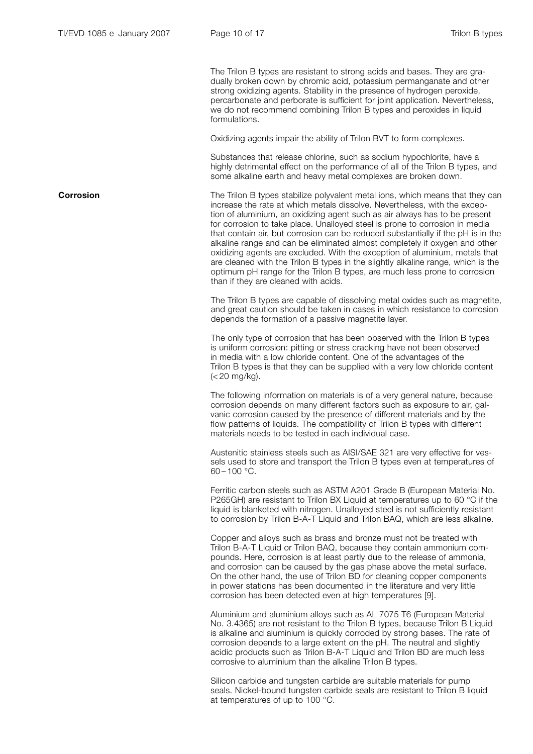The Trilon B types are resistant to strong acids and bases. They are gradually broken down by chromic acid, potassium permanganate and other strong oxidizing agents. Stability in the presence of hydrogen peroxide, percarbonate and perborate is sufficient for joint application. Nevertheless, we do not recommend combining Trilon B types and peroxides in liquid formulations.

Oxidizing agents impair the ability of Trilon BVT to form complexes.

Substances that release chlorine, such as sodium hypochlorite, have a highly detrimental effect on the performance of all of the Trilon B types, and some alkaline earth and heavy metal complexes are broken down.

## Corrosion

The Trilon B types stabilize polyvalent metal ions, which means that they can increase the rate at which metals dissolve. Nevertheless, with the exception of aluminium, an oxidizing agent such as air always has to be present for corrosion to take place. Unalloyed steel is prone to corrosion in media that contain air, but corrosion can be reduced substantially if the pH is in the alkaline range and can be eliminated almost completely if oxygen and other oxidizing agents are excluded. With the exception of aluminium, metals that are cleaned with the Trilon B types in the slightly alkaline range, which is the optimum pH range for the Trilon B types, are much less prone to corrosion than if they are cleaned with acids.

The Trilon B types are capable of dissolving metal oxides such as magnetite, and great caution should be taken in cases in which resistance to corrosion depends the formation of a passive magnetite layer.

The only type of corrosion that has been observed with the Trilon B types is uniform corrosion: pitting or stress cracking have not been observed in media with a low chloride content. One of the advantages of the Trilon B types is that they can be supplied with a very low chloride content (< 20 mg/kg).

The following information on materials is of a very general nature, because corrosion depends on many different factors such as exposure to air, galvanic corrosion caused by the presence of different materials and by the flow patterns of liquids. The compatibility of Trilon B types with different materials needs to be tested in each individual case.

Austenitic stainless steels such as AISI/SAE 321 are very effective for vessels used to store and transport the Trilon B types even at temperatures of 60 – 100 °C.

Ferritic carbon steels such as ASTM A201 Grade B (European Material No. P265GH) are resistant to Trilon BX Liquid at temperatures up to 60 °C if the liquid is blanketed with nitrogen. Unalloyed steel is not sufficiently resistant to corrosion by Trilon B-A-T Liquid and Trilon BAQ, which are less alkaline.

Copper and alloys such as brass and bronze must not be treated with Trilon B-A-T Liquid or Trilon BAQ, because they contain ammonium compounds. Here, corrosion is at least partly due to the release of ammonia, and corrosion can be caused by the gas phase above the metal surface. On the other hand, the use of Trilon BD for cleaning copper components in power stations has been documented in the literature and very little corrosion has been detected even at high temperatures [9].

Aluminium and aluminium alloys such as AL 7075 T6 (European Material No. 3.4365) are not resistant to the Trilon B types, because Trilon B Liquid is alkaline and aluminium is quickly corroded by strong bases. The rate of corrosion depends to a large extent on the pH. The neutral and slightly acidic products such as Trilon B-A-T Liquid and Trilon BD are much less corrosive to aluminium than the alkaline Trilon B types.

Silicon carbide and tungsten carbide are suitable materials for pump seals. Nickel-bound tungsten carbide seals are resistant to Trilon B liquid at temperatures of up to 100 °C.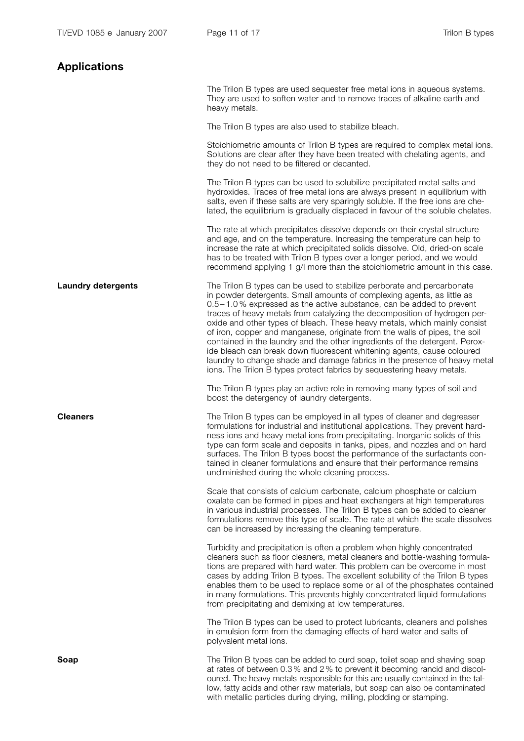## Applications

The Trilon B types are used sequester free metal ions in aqueous systems. They are used to soften water and to remove traces of alkaline earth and heavy metals.

The Trilon B types are also used to stabilize bleach.

Stoichiometric amounts of Trilon B types are required to complex metal ions. Solutions are clear after they have been treated with chelating agents, and they do not need to be filtered or decanted.

The Trilon B types can be used to solubilize precipitated metal salts and hydroxides. Traces of free metal ions are always present in equilibrium with salts, even if these salts are very sparingly soluble. If the free ions are chelated, the equilibrium is gradually displaced in favour of the soluble chelates.

The rate at which precipitates dissolve depends on their crystal structure and age, and on the temperature. Increasing the temperature can help to increase the rate at which precipitated solids dissolve. Old, dried-on scale has to be treated with Trilon B types over a longer period, and we would recommend applying 1 g/l more than the stoichiometric amount in this case.

### Laundry detergents

The Trilon B types can be used to stabilize perborate and percarbonate in powder detergents. Small amounts of complexing agents, as little as 0.5 – 1.0 % expressed as the active substance, can be added to prevent traces of heavy metals from catalyzing the decomposition of hydrogen peroxide and other types of bleach. These heavy metals, which mainly consist of iron, copper and manganese, originate from the walls of pipes, the soil contained in the laundry and the other ingredients of the detergent. Peroxide bleach can break down fluorescent whitening agents, cause coloured laundry to change shade and damage fabrics in the presence of heavy metal ions. The Trilon B types protect fabrics by sequestering heavy metals.

The Trilon B types play an active role in removing many types of soil and boost the detergency of laundry detergents.

### Cleaners

The Trilon B types can be employed in all types of cleaner and degreaser formulations for industrial and institutional applications. They prevent hardness ions and heavy metal ions from precipitating. Inorganic solids of this type can form scale and deposits in tanks, pipes, and nozzles and on hard surfaces. The Trilon B types boost the performance of the surfactants contained in cleaner formulations and ensure that their performance remains undiminished during the whole cleaning process.

Scale that consists of calcium carbonate, calcium phosphate or calcium oxalate can be formed in pipes and heat exchangers at high temperatures in various industrial processes. The Trilon B types can be added to cleaner formulations remove this type of scale. The rate at which the scale dissolves can be increased by increasing the cleaning temperature.

Turbidity and precipitation is often a problem when highly concentrated cleaners such as floor cleaners, metal cleaners and bottle-washing formulations are prepared with hard water. This problem can be overcome in most cases by adding Trilon B types. The excellent solubility of the Trilon B types enables them to be used to replace some or all of the phosphates contained in many formulations. This prevents highly concentrated liquid formulations from precipitating and demixing at low temperatures.

The Trilon B types can be used to protect lubricants, cleaners and polishes in emulsion form from the damaging effects of hard water and salts of polyvalent metal ions.

### Soap

The Trilon B types can be added to curd soap, toilet soap and shaving soap at rates of between 0.3 % and 2 % to prevent it becoming rancid and discoloured. The heavy metals responsible for this are usually contained in the tallow, fatty acids and other raw materials, but soap can also be contaminated with metallic particles during drying, milling, plodding or stamping.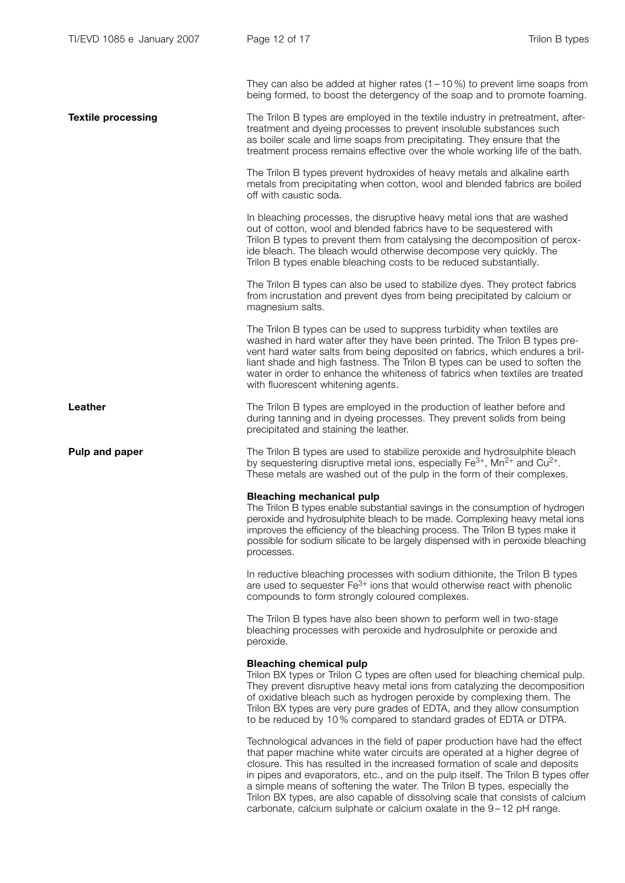They can also be added at higher rates (1 – 10 %) to prevent lime soaps from being formed, to boost the detergency of the soap and to promote foaming.

**Textile processing**

The Trilon B types are employed in the textile industry in pretreatment, after-treatment and dyeing processes to prevent insoluble substances such as boiler scale and lime soaps from precipitating. They ensure that the treatment process remains effective over the whole working life of the bath.

The Trilon B types prevent hydroxides of heavy metals and alkaline earth metals from precipitating when cotton, wool and blended fabrics are boiled off with caustic soda.

In bleaching processes, the disruptive heavy metal ions that are washed out of cotton, wool and blended fabrics have to be sequestered with Trilon B types to prevent them from catalysing the decomposition of peroxide bleach. The bleach would otherwise decompose very quickly. The Trilon B types enable bleaching costs to be reduced substantially.

The Trilon B types can also be used to stabilize dyes. They protect fabrics from incrustation and prevent dyes from being precipitated by calcium or magnesium salts.

The Trilon B types can be used to suppress turbidity when textiles are washed in hard water after they have been printed. The Trilon B types prevent hard water salts from being deposited on fabrics, which endures a brilliant shade and high fastness. The Trilon B types can be used to soften the water in order to enhance the whiteness of fabrics when textiles are treated with fluorescent whitening agents.

**Leather**

The Trilon B types are employed in the production of leather before and during tanning and in dyeing processes. They prevent solids from being precipitated and staining the leather.

**Pulp and paper**

The Trilon B types are used to stabilize peroxide and hydrosulphite bleach by sequestering disruptive metal ions, especially $Fe^{3+}$, $Mn^{2+}$ and $Cu^{2+}$. These metals are washed out of the pulp in the form of their complexes.

**Bleaching mechanical pulp**

The Trilon B types enable substantial savings in the consumption of hydrogen peroxide and hydrosulphite bleach to be made. Complexing heavy metal ions improves the efficiency of the bleaching process. The Trilon B types make it possible for sodium silicate to be largely dispensed with in peroxide bleaching processes.

In reductive bleaching processes with sodium dithionite, the Trilon B types are used to sequester $Fe^{3+}$ ions that would otherwise react with phenolic compounds to form strongly coloured complexes.

The Trilon B types have also been shown to perform well in two-stage bleaching processes with peroxide and hydrosulphite or peroxide and peroxide.

**Bleaching chemical pulp**

Trilon BX types or Trilon C types are often used for bleaching chemical pulp. They prevent disruptive heavy metal ions from catalyzing the decomposition of oxidative bleach such as hydrogen peroxide by complexing them. The Trilon BX types are very pure grades of EDTA, and they allow consumption to be reduced by 10 % compared to standard grades of EDTA or DTPA.

Technological advances in the field of paper production have had the effect that paper machine white water circuits are operated at a higher degree of closure. This has resulted in the increased formation of scale and deposits in pipes and evaporators, etc., and on the pulp itself. The Trilon B types offer a simple means of softening the water. The Trilon B types, especially the Trilon BX types, are also capable of dissolving scale that consists of calcium carbonate, calcium sulphate or calcium oxalate in the 9 – 12 pH range.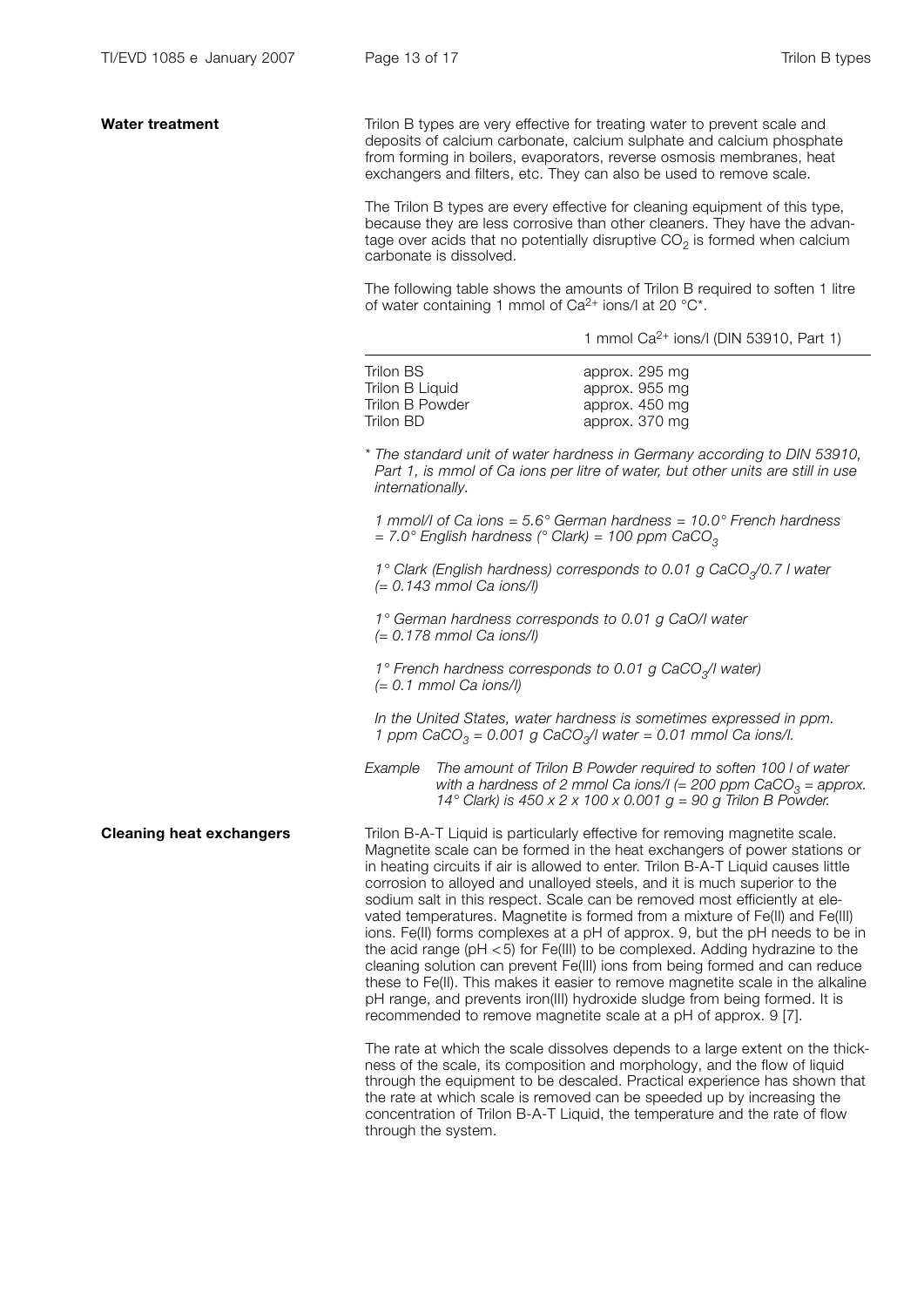## Water treatment

Trilon B types are very effective for treating water to prevent scale and deposits of calcium carbonate, calcium sulphate and calcium phosphate from forming in boilers, evaporators, reverse osmosis membranes, heat exchangers and filters, etc. They can also be used to remove scale.

The Trilon B types are every effective for cleaning equipment of this type, because they are less corrosive than other cleaners. They have the advantage over acids that no potentially disruptive $CO_2$ is formed when calcium carbonate is dissolved.

The following table shows the amounts of Trilon B required to soften 1 litre of water containing 1 mmol of $Ca^{2+}$ ions/l at 20 °C*.

| | 1 mmol $Ca^{2+}$ ions/l (DIN 53910, Part 1) |
|---|---|
| Trilon BS | approx. 295 mg |
| Trilon B Liquid | approx. 955 mg |
| Trilon B Powder | approx. 450 mg |
| Trilon BD | approx. 370 mg |

*\* The standard unit of water hardness in Germany according to DIN 53910, Part 1, is mmol of Ca ions per litre of water, but other units are still in use internationally.*

*1 mmol/l of Ca ions = 5.6° German hardness = 10.0° French hardness = 7.0° English hardness (° Clark) = 100 ppm $CaCO_3$*

*1° Clark (English hardness) corresponds to 0.01 g $CaCO_3$/0.7 l water (= 0.143 mmol Ca ions/l)*

*1° German hardness corresponds to 0.01 g CaO/l water (= 0.178 mmol Ca ions/l)*

*1° French hardness corresponds to 0.01 g $CaCO_3$/l water) (= 0.1 mmol Ca ions/l)*

*In the United States, water hardness is sometimes expressed in ppm. 1 ppm $CaCO_3$ = 0.001 g $CaCO_3$/l water = 0.01 mmol Ca ions/l.*

*Example The amount of Trilon B Powder required to soften 100 l of water with a hardness of 2 mmol Ca ions/l (= 200 ppm $CaCO_3$ = approx. 14° Clark) is 450 x 2 x 100 x 0.001 g = 90 g Trilon B Powder.*

## Cleaning heat exchangers

Trilon B-A-T Liquid is particularly effective for removing magnetite scale. Magnetite scale can be formed in the heat exchangers of power stations or in heating circuits if air is allowed to enter. Trilon B-A-T Liquid causes little corrosion to alloyed and unalloyed steels, and it is much superior to the sodium salt in this respect. Scale can be removed most efficiently at elevated temperatures. Magnetite is formed from a mixture of Fe(II) and Fe(III) ions. Fe(II) forms complexes at a pH of approx. 9, but the pH needs to be in the acid range (pH < 5) for Fe(III) to be complexed. Adding hydrazine to the cleaning solution can prevent Fe(III) ions from being formed and can reduce these to Fe(II). This makes it easier to remove magnetite scale in the alkaline pH range, and prevents iron(III) hydroxide sludge from being formed. It is recommended to remove magnetite scale at a pH of approx. 9 [7].

The rate at which the scale dissolves depends to a large extent on the thickness of the scale, its composition and morphology, and the flow of liquid through the equipment to be descaled. Practical experience has shown that the rate at which scale is removed can be speeded up by increasing the concentration of Trilon B-A-T Liquid, the temperature and the rate of flow through the system.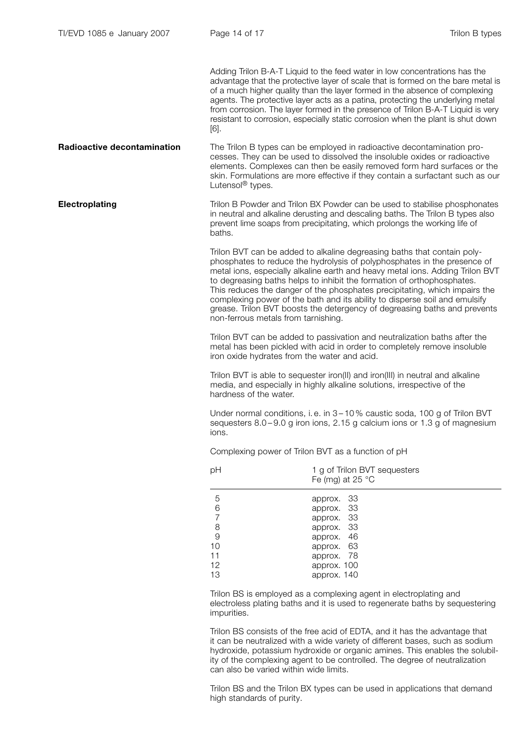Adding Trilon B-A-T Liquid to the feed water in low concentrations has the advantage that the protective layer of scale that is formed on the bare metal is of a much higher quality than the layer formed in the absence of complexing agents. The protective layer acts as a patina, protecting the underlying metal from corrosion. The layer formed in the presence of Trilon B-A-T Liquid is very resistant to corrosion, especially static corrosion when the plant is shut down [6].

**Radioactive decontamination**

The Trilon B types can be employed in radioactive decontamination processes. They can be used to dissolved the insoluble oxides or radioactive elements. Complexes can then be easily removed form hard surfaces or the skin. Formulations are more effective if they contain a surfactant such as our Lutensol® types.

**Electroplating**

Trilon B Powder and Trilon BX Powder can be used to stabilise phosphonates in neutral and alkaline derusting and descaling baths. The Trilon B types also prevent lime soaps from precipitating, which prolongs the working life of baths.

Trilon BVT can be added to alkaline degreasing baths that contain polyphosphates to reduce the hydrolysis of polyphosphates in the presence of metal ions, especially alkaline earth and heavy metal ions. Adding Trilon BVT to degreasing baths helps to inhibit the formation of orthophosphates. This reduces the danger of the phosphates precipitating, which impairs the complexing power of the bath and its ability to disperse soil and emulsify grease. Trilon BVT boosts the detergency of degreasing baths and prevents non-ferrous metals from tarnishing.

Trilon BVT can be added to passivation and neutralization baths after the metal has been pickled with acid in order to completely remove insoluble iron oxide hydrates from the water and acid.

Trilon BVT is able to sequester iron(II) and iron(III) in neutral and alkaline media, and especially in highly alkaline solutions, irrespective of the hardness of the water.

Under normal conditions, i. e. in 3 – 10 % caustic soda, 100 g of Trilon BVT sequesters 8.0 – 9.0 g iron ions, 2.15 g calcium ions or 1.3 g of magnesium ions.

Complexing power of Trilon BVT as a function of pH

| pH | 1 g of Trilon BVT sequesters Fe (mg) at 25 °C |
|---|---|
| 5 | approx. 33 |
| 6 | approx. 33 |
| 7 | approx. 33 |
| 8 | approx. 33 |
| 9 | approx. 46 |
| 10 | approx. 63 |
| 11 | approx. 78 |
| 12 | approx. 100 |
| 13 | approx. 140 |

Trilon BS is employed as a complexing agent in electroplating and electroless plating baths and it is used to regenerate baths by sequestering impurities.

Trilon BS consists of the free acid of EDTA, and it has the advantage that it can be neutralized with a wide variety of different bases, such as sodium hydroxide, potassium hydroxide or organic amines. This enables the solubility of the complexing agent to be controlled. The degree of neutralization can also be varied within wide limits.

Trilon BS and the Trilon BX types can be used in applications that demand high standards of purity.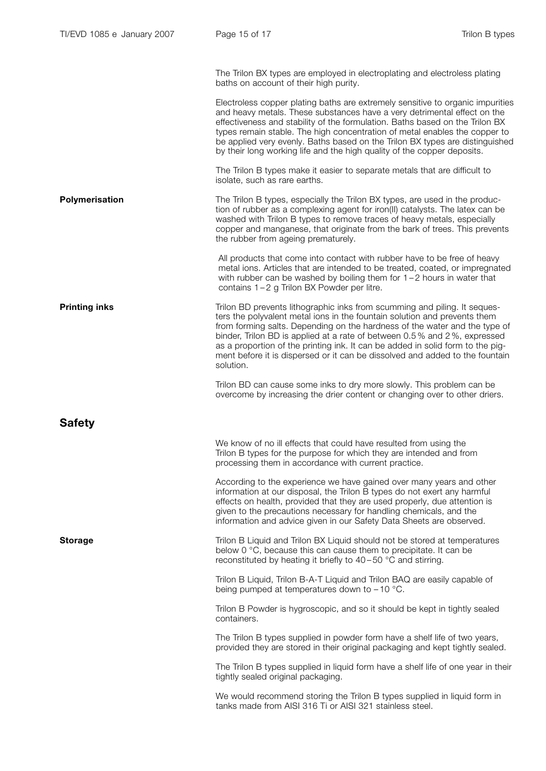The Trilon BX types are employed in electroplating and electroless plating baths on account of their high purity.

Electroless copper plating baths are extremely sensitive to organic impurities and heavy metals. These substances have a very detrimental effect on the effectiveness and stability of the formulation. Baths based on the Trilon BX types remain stable. The high concentration of metal enables the copper to be applied very evenly. Baths based on the Trilon BX types are distinguished by their long working life and the high quality of the copper deposits.

The Trilon B types make it easier to separate metals that are difficult to isolate, such as rare earths.

**Polymerisation**

The Trilon B types, especially the Trilon BX types, are used in the production of rubber as a complexing agent for iron(II) catalysts. The latex can be washed with Trilon B types to remove traces of heavy metals, especially copper and manganese, that originate from the bark of trees. This prevents the rubber from ageing prematurely.

All products that come into contact with rubber have to be free of heavy metal ions. Articles that are intended to be treated, coated, or impregnated with rubber can be washed by boiling them for 1 – 2 hours in water that contains 1 – 2 g Trilon BX Powder per litre.

**Printing inks**

Trilon BD prevents lithographic inks from scumming and piling. It sequesters the polyvalent metal ions in the fountain solution and prevents them from forming salts. Depending on the hardness of the water and the type of binder, Trilon BD is applied at a rate of between 0.5 % and 2 %, expressed as a proportion of the printing ink. It can be added in solid form to the pigment before it is dispersed or it can be dissolved and added to the fountain solution.

Trilon BD can cause some inks to dry more slowly. This problem can be overcome by increasing the drier content or changing over to other driers.

## Safety

We know of no ill effects that could have resulted from using the Trilon B types for the purpose for which they are intended and from processing them in accordance with current practice.

According to the experience we have gained over many years and other information at our disposal, the Trilon B types do not exert any harmful effects on health, provided that they are used properly, due attention is given to the precautions necessary for handling chemicals, and the information and advice given in our Safety Data Sheets are observed.

**Storage**

Trilon B Liquid and Trilon BX Liquid should not be stored at temperatures below 0 °C, because this can cause them to precipitate. It can be reconstituted by heating it briefly to 40 – 50 °C and stirring.

Trilon B Liquid, Trilon B-A-T Liquid and Trilon BAQ are easily capable of being pumped at temperatures down to – 10 °C.

Trilon B Powder is hygroscopic, and so it should be kept in tightly sealed containers.

The Trilon B types supplied in powder form have a shelf life of two years, provided they are stored in their original packaging and kept tightly sealed.

The Trilon B types supplied in liquid form have a shelf life of one year in their tightly sealed original packaging.

We would recommend storing the Trilon B types supplied in liquid form in tanks made from AISI 316 Ti or AISI 321 stainless steel.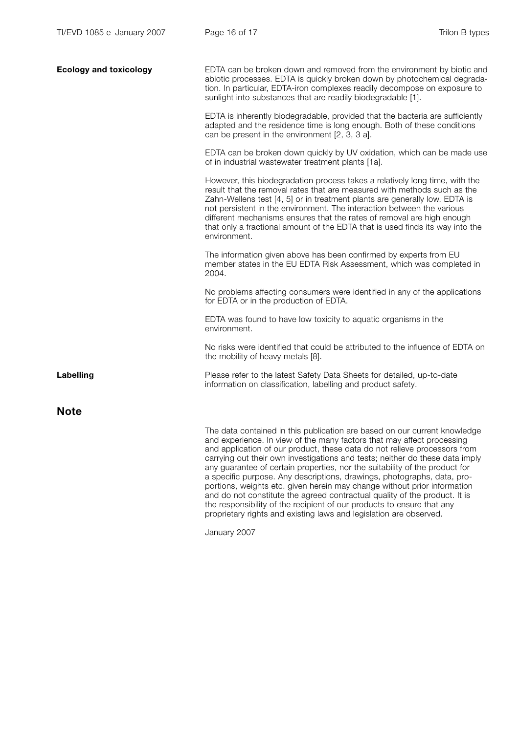**Ecology and toxicology**

EDTA can be broken down and removed from the environment by biotic and abiotic processes. EDTA is quickly broken down by photochemical degradation. In particular, EDTA-iron complexes readily decompose on exposure to sunlight into substances that are readily biodegradable [1].

EDTA is inherently biodegradable, provided that the bacteria are sufficiently adapted and the residence time is long enough. Both of these conditions can be present in the environment [2, 3, 3 a].

EDTA can be broken down quickly by UV oxidation, which can be made use of in industrial wastewater treatment plants [1a].

However, this biodegradation process takes a relatively long time, with the result that the removal rates that are measured with methods such as the Zahn-Wellens test [4, 5] or in treatment plants are generally low. EDTA is not persistent in the environment. The interaction between the various different mechanisms ensures that the rates of removal are high enough that only a fractional amount of the EDTA that is used finds its way into the environment.

The information given above has been confirmed by experts from EU member states in the EU EDTA Risk Assessment, which was completed in 2004.

No problems affecting consumers were identified in any of the applications for EDTA or in the production of EDTA.

EDTA was found to have low toxicity to aquatic organisms in the environment.

No risks were identified that could be attributed to the influence of EDTA on the mobility of heavy metals [8].

**Labelling**

Please refer to the latest Safety Data Sheets for detailed, up-to-date information on classification, labelling and product safety.

## Note

The data contained in this publication are based on our current knowledge and experience. In view of the many factors that may affect processing and application of our product, these data do not relieve processors from carrying out their own investigations and tests; neither do these data imply any guarantee of certain properties, nor the suitability of the product for a specific purpose. Any descriptions, drawings, photographs, data, proportions, weights etc. given herein may change without prior information and do not constitute the agreed contractual quality of the product. It is the responsibility of the recipient of our products to ensure that any proprietary rights and existing laws and legislation are observed.

January 2007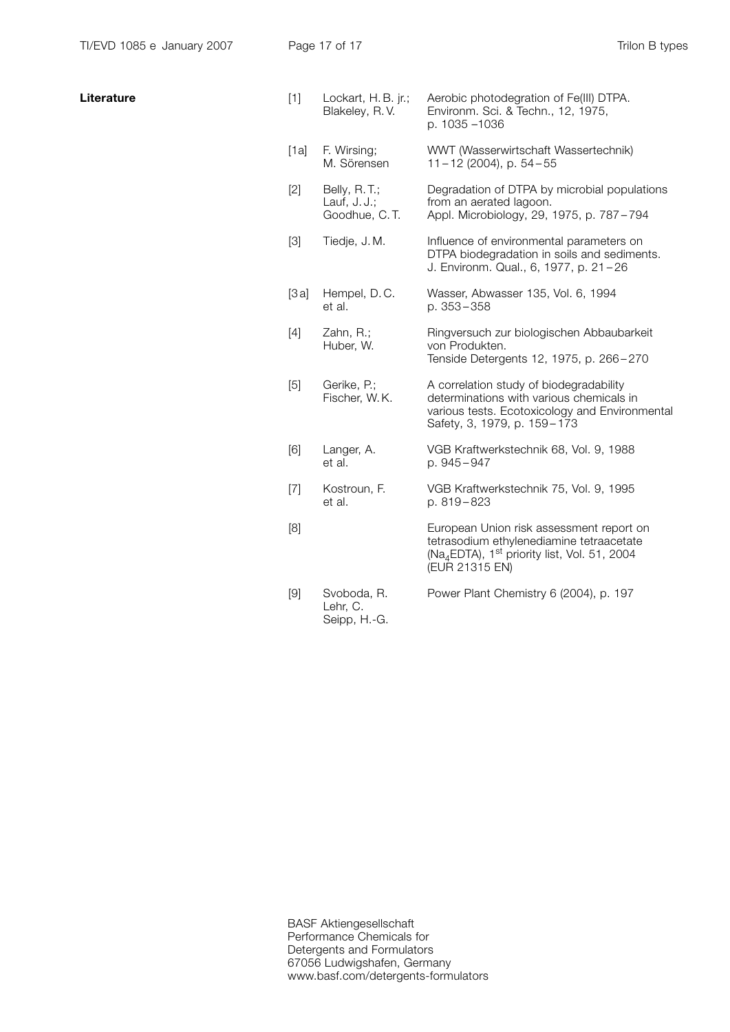**Literature**

[1] Lockart, H. B. jr.; Blakeley, R. V. — Aerobic photodegration of Fe(III) DTPA. Environm. Sci. & Techn., 12, 1975, p. 1035 –1036

[1a] F. Wirsing; M. Sörensen — WWT (Wasserwirtschaft Wassertechnik) 11 – 12 (2004), p. 54 – 55

[2] Belly, R. T.; Lauf, J. J.; Goodhue, C. T. — Degradation of DTPA by microbial populations from an aerated lagoon. Appl. Microbiology, 29, 1975, p. 787 – 794

[3] Tiedje, J. M. — Influence of environmental parameters on DTPA biodegradation in soils and sediments. J. Environm. Qual., 6, 1977, p. 21 – 26

[3 a] Hempel, D. C. et al. — Wasser, Abwasser 135, Vol. 6, 1994 p. 353 – 358

[4] Zahn, R.; Huber, W. — Ringversuch zur biologischen Abbaubarkeit von Produkten. Tenside Detergents 12, 1975, p. 266 – 270

[5] Gerike, P.; Fischer, W. K. — A correlation study of biodegradability determinations with various chemicals in various tests. Ecotoxicology and Environmental Safety, 3, 1979, p. 159 – 173

[6] Langer, A. et al. — VGB Kraftwerkstechnik 68, Vol. 9, 1988 p. 945 – 947

[7] Kostroun, F. et al. — VGB Kraftwerkstechnik 75, Vol. 9, 1995 p. 819 – 823

[8] European Union risk assessment report on tetrasodium ethylenediamine tetraacetate ($Na_4EDTA$), 1st priority list, Vol. 51, 2004 (EUR 21315 EN)

[9] Svoboda, R. Lehr, C. Seipp, H.-G. — Power Plant Chemistry 6 (2004), p. 197

BASF Aktiengesellschaft
Performance Chemicals for Detergents and Formulators
67056 Ludwigshafen, Germany
www.basf.com/detergents-formulators